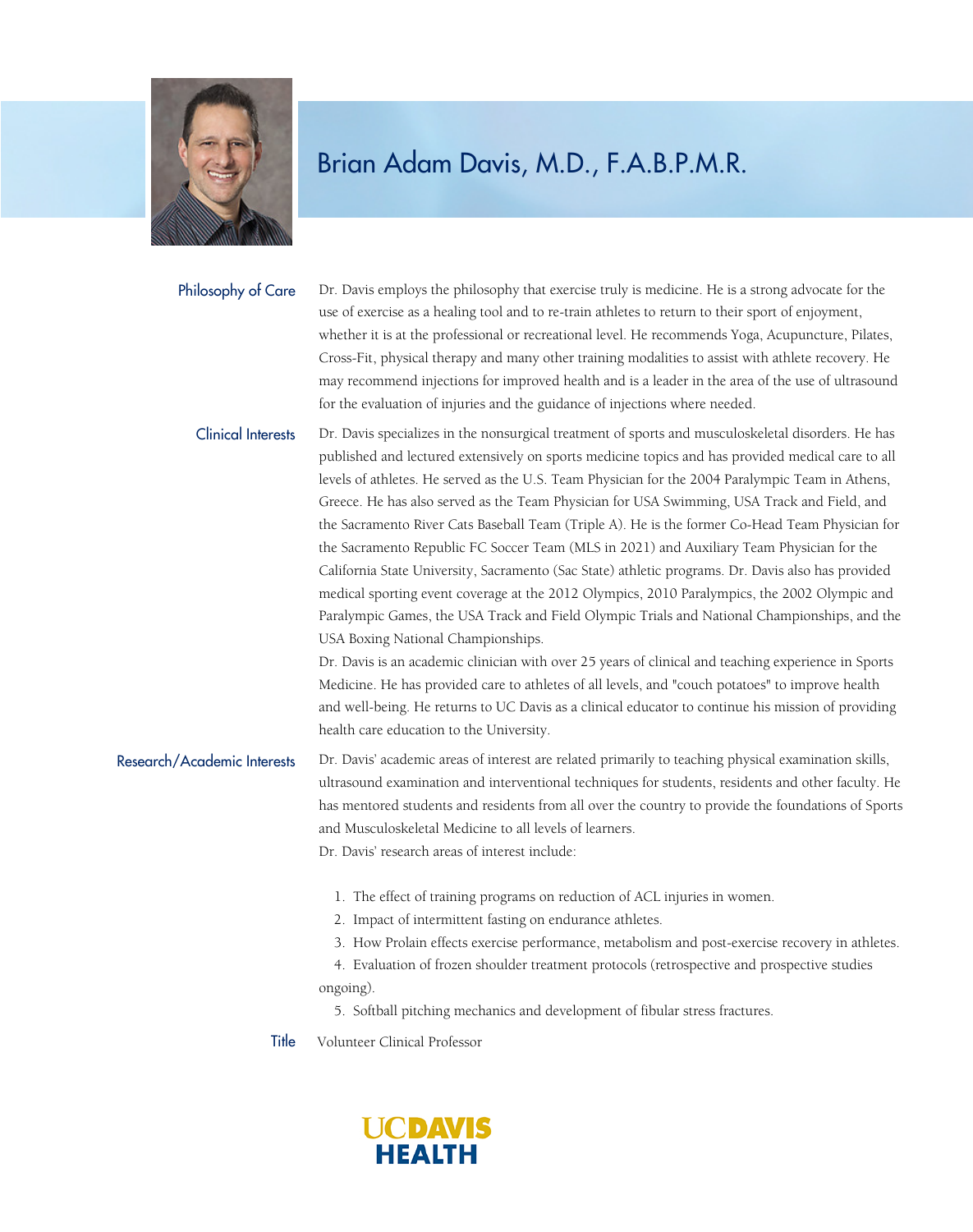# Brian Adam Davis, M.D., F.A.B.P.M.R.

## Philosophy of Care

Dr. Davis employs the philosophy that exercise truly is medicine. He is a strong advocate for the use of exercise as a healing tool and to re-train athletes to return to their sport of enjoyment, whether it is at the professional or recreational level. He recommends Yoga, Acupuncture, Pilates, Cross-Fit, physical therapy and many other training modalities to assist with athlete recovery. He may recommend injections for improved health and is a leader in the area of the use of ultrasound for the evaluation of injuries and the guidance of injections where needed.

## Clinical Interests

Dr. Davis specializes in the nonsurgical treatment of sports and musculoskeletal disorders. He has published and lectured extensively on sports medicine topics and has provided medical care to all levels of athletes. He served as the U.S. Team Physician for the 2004 Paralympic Team in Athens, Greece. He has also served as the Team Physician for USA Swimming, USA Track and Field, and the Sacramento River Cats Baseball Team (Triple A). He is the former Co-Head Team Physician for the Sacramento Republic FC Soccer Team (MLS in 2021) and Auxiliary Team Physician for the California State University, Sacramento (Sac State) athletic programs. Dr. Davis also has provided medical sporting event coverage at the 2012 Olympics, 2010 Paralympics, the 2002 Olympic and Paralympic Games, the USA Track and Field Olympic Trials and National Championships, and the USA Boxing National Championships.

Dr. Davis is an academic clinician with over 25 years of clinical and teaching experience in Sports Medicine. He has provided care to athletes of all levels, and "couch potatoes" to improve health and well-being. He returns to UC Davis as a clinical educator to continue his mission of providing health care education to the University.

## Research/Academic Interests

Dr. Davis' academic areas of interest are related primarily to teaching physical examination skills, ultrasound examination and interventional techniques for students, residents and other faculty. He has mentored students and residents from all over the country to provide the foundations of Sports and Musculoskeletal Medicine to all levels of learners.

Dr. Davis' research areas of interest include:

1. The effect of training programs on reduction of ACL injuries in women.
2. Impact of intermittent fasting on endurance athletes.
3. How Prolain effects exercise performance, metabolism and post-exercise recovery in athletes.
4. Evaluation of frozen shoulder treatment protocols (retrospective and prospective studies ongoing).
5. Softball pitching mechanics and development of fibular stress fractures.

## Title

Volunteer Clinical Professor

UC DAVIS HEALTH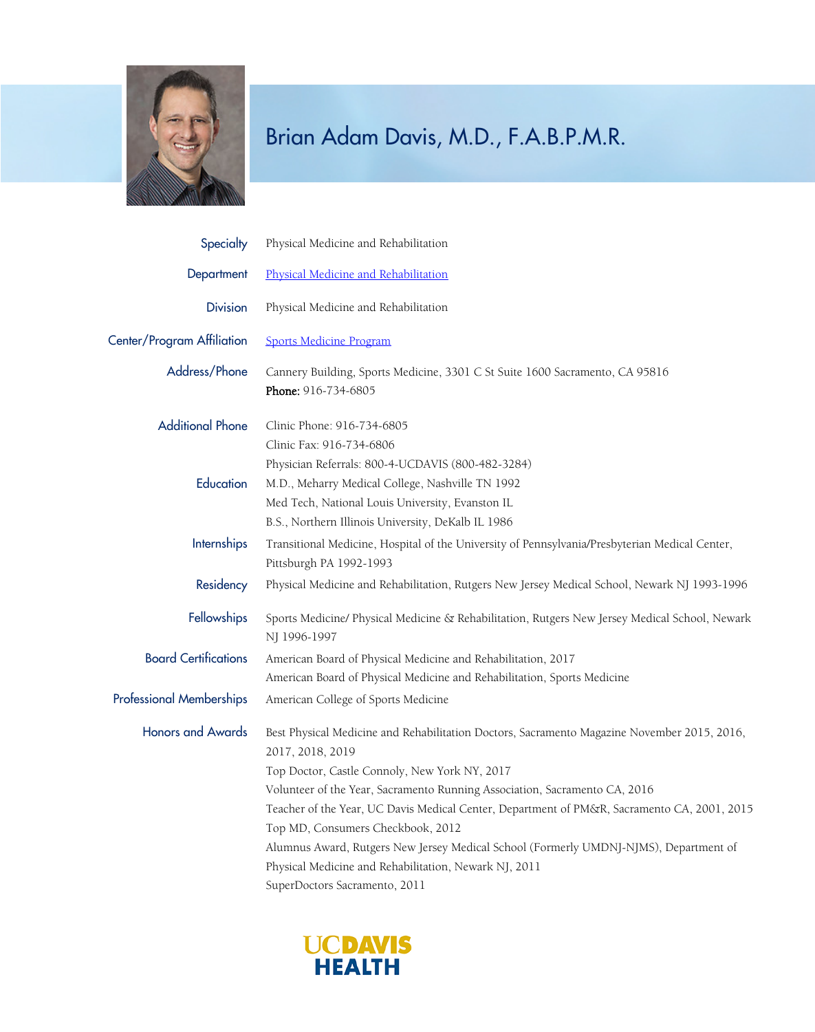# Brian Adam Davis, M.D., F.A.B.P.M.R.

**Specialty**
Physical Medicine and Rehabilitation

**Department**
[Physical Medicine and Rehabilitation]

**Division**
Physical Medicine and Rehabilitation

**Center/Program Affiliation**
[Sports Medicine Program]

**Address/Phone**
Cannery Building, Sports Medicine, 3301 C St Suite 1600 Sacramento, CA 95816
**Phone:** 916-734-6805

**Additional Phone**
Clinic Phone: 916-734-6805
Clinic Fax: 916-734-6806
Physician Referrals: 800-4-UCDAVIS (800-482-3284)

**Education**
M.D., Meharry Medical College, Nashville TN 1992
Med Tech, National Louis University, Evanston IL
B.S., Northern Illinois University, DeKalb IL 1986

**Internships**
Transitional Medicine, Hospital of the University of Pennsylvania/Presbyterian Medical Center, Pittsburgh PA 1992-1993

**Residency**
Physical Medicine and Rehabilitation, Rutgers New Jersey Medical School, Newark NJ 1993-1996

**Fellowships**
Sports Medicine/ Physical Medicine & Rehabilitation, Rutgers New Jersey Medical School, Newark NJ 1996-1997

**Board Certifications**
American Board of Physical Medicine and Rehabilitation, 2017
American Board of Physical Medicine and Rehabilitation, Sports Medicine

**Professional Memberships**
American College of Sports Medicine

**Honors and Awards**
Best Physical Medicine and Rehabilitation Doctors, Sacramento Magazine November 2015, 2016, 2017, 2018, 2019
Top Doctor, Castle Connoly, New York NY, 2017
Volunteer of the Year, Sacramento Running Association, Sacramento CA, 2016
Teacher of the Year, UC Davis Medical Center, Department of PM&R, Sacramento CA, 2001, 2015
Top MD, Consumers Checkbook, 2012
Alumnus Award, Rutgers New Jersey Medical School (Formerly UMDNJ-NJMS), Department of Physical Medicine and Rehabilitation, Newark NJ, 2011
SuperDoctors Sacramento, 2011

UC DAVIS HEALTH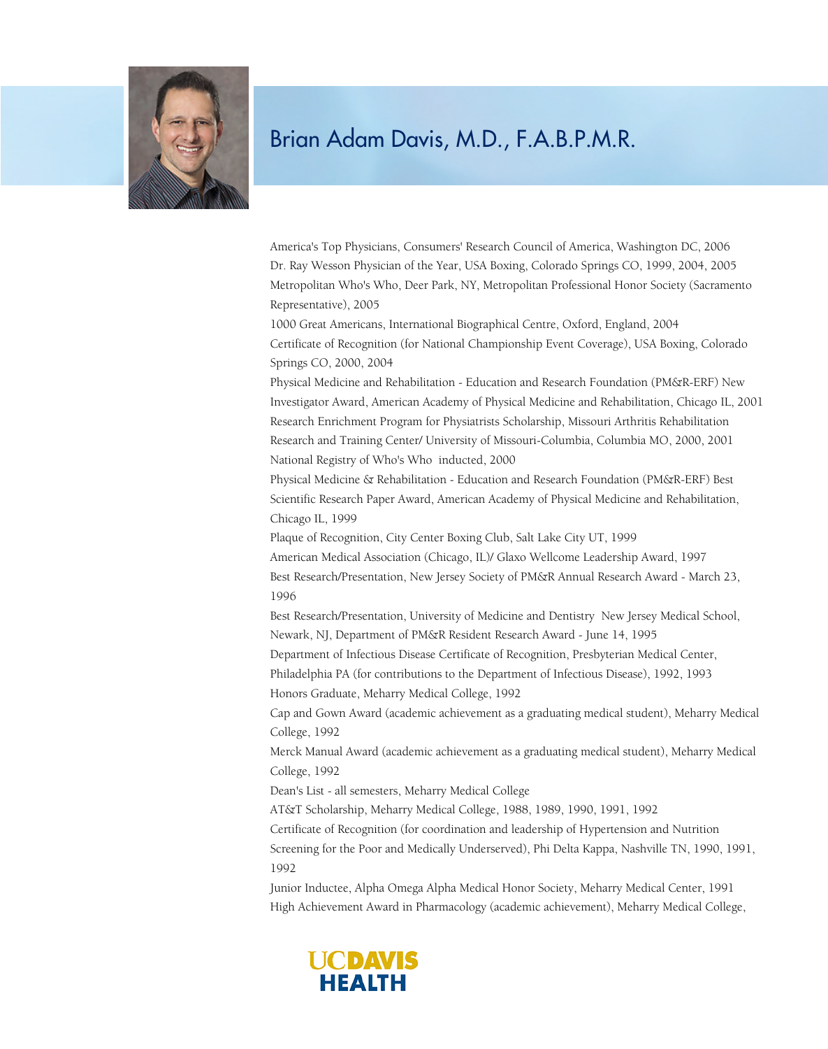# Brian Adam Davis, M.D., F.A.B.P.M.R.

America's Top Physicians, Consumers' Research Council of America, Washington DC, 2006
Dr. Ray Wesson Physician of the Year, USA Boxing, Colorado Springs CO, 1999, 2004, 2005
Metropolitan Who's Who, Deer Park, NY, Metropolitan Professional Honor Society (Sacramento Representative), 2005
1000 Great Americans, International Biographical Centre, Oxford, England, 2004
Certificate of Recognition (for National Championship Event Coverage), USA Boxing, Colorado Springs CO, 2000, 2004
Physical Medicine and Rehabilitation - Education and Research Foundation (PM&R-ERF) New Investigator Award, American Academy of Physical Medicine and Rehabilitation, Chicago IL, 2001
Research Enrichment Program for Physiatrists Scholarship, Missouri Arthritis Rehabilitation Research and Training Center/ University of Missouri-Columbia, Columbia MO, 2000, 2001
National Registry of Who's Who inducted, 2000
Physical Medicine & Rehabilitation - Education and Research Foundation (PM&R-ERF) Best Scientific Research Paper Award, American Academy of Physical Medicine and Rehabilitation, Chicago IL, 1999
Plaque of Recognition, City Center Boxing Club, Salt Lake City UT, 1999
American Medical Association (Chicago, IL)/ Glaxo Wellcome Leadership Award, 1997
Best Research/Presentation, New Jersey Society of PM&R Annual Research Award - March 23, 1996
Best Research/Presentation, University of Medicine and Dentistry New Jersey Medical School, Newark, NJ, Department of PM&R Resident Research Award - June 14, 1995
Department of Infectious Disease Certificate of Recognition, Presbyterian Medical Center, Philadelphia PA (for contributions to the Department of Infectious Disease), 1992, 1993
Honors Graduate, Meharry Medical College, 1992
Cap and Gown Award (academic achievement as a graduating medical student), Meharry Medical College, 1992
Merck Manual Award (academic achievement as a graduating medical student), Meharry Medical College, 1992
Dean's List - all semesters, Meharry Medical College
AT&T Scholarship, Meharry Medical College, 1988, 1989, 1990, 1991, 1992
Certificate of Recognition (for coordination and leadership of Hypertension and Nutrition Screening for the Poor and Medically Underserved), Phi Delta Kappa, Nashville TN, 1990, 1991, 1992
Junior Inductee, Alpha Omega Alpha Medical Honor Society, Meharry Medical Center, 1991
High Achievement Award in Pharmacology (academic achievement), Meharry Medical College,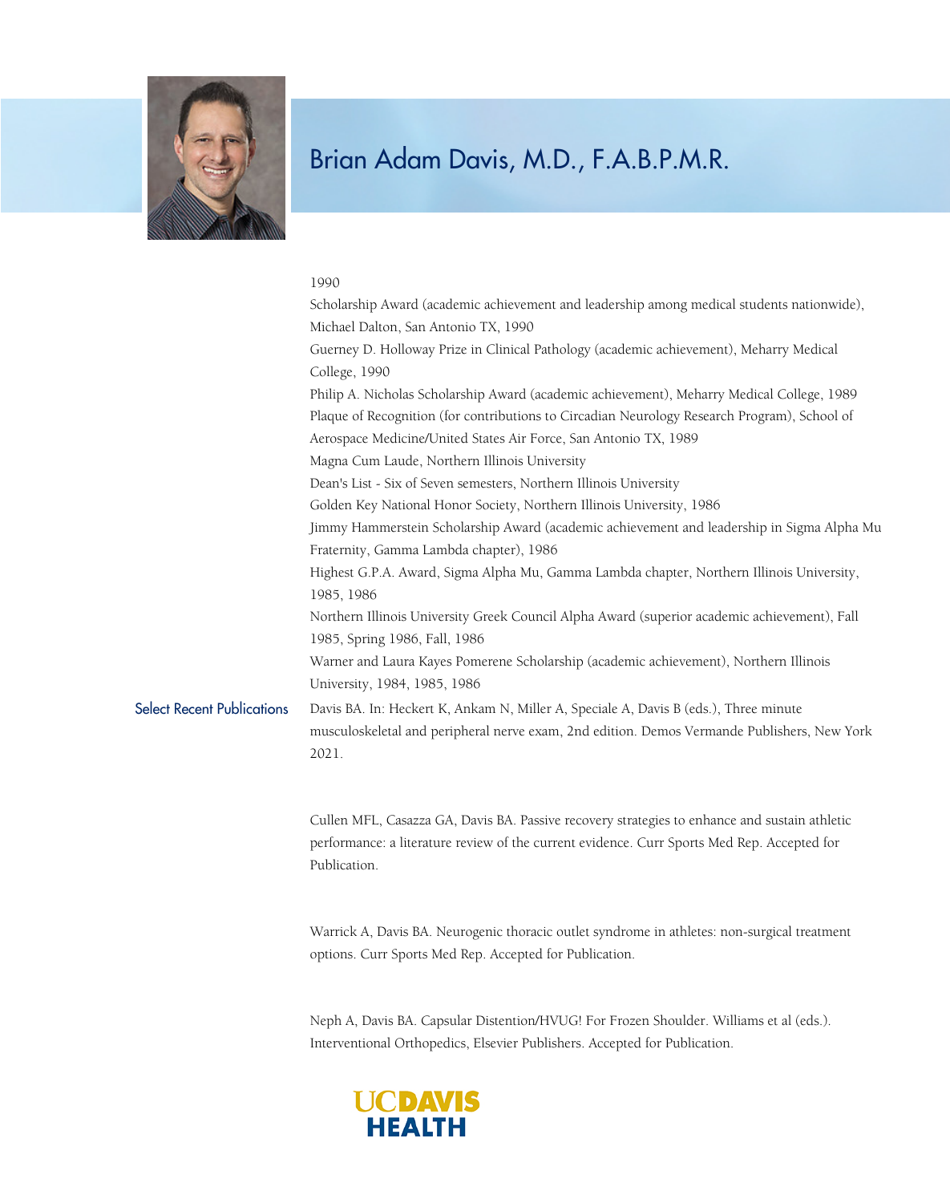# Brian Adam Davis, M.D., F.A.B.P.M.R.

1990

Scholarship Award (academic achievement and leadership among medical students nationwide), Michael Dalton, San Antonio TX, 1990

Guerney D. Holloway Prize in Clinical Pathology (academic achievement), Meharry Medical College, 1990

Philip A. Nicholas Scholarship Award (academic achievement), Meharry Medical College, 1989

Plaque of Recognition (for contributions to Circadian Neurology Research Program), School of Aerospace Medicine/United States Air Force, San Antonio TX, 1989

Magna Cum Laude, Northern Illinois University

Dean's List - Six of Seven semesters, Northern Illinois University

Golden Key National Honor Society, Northern Illinois University, 1986

Jimmy Hammerstein Scholarship Award (academic achievement and leadership in Sigma Alpha Mu Fraternity, Gamma Lambda chapter), 1986

Highest G.P.A. Award, Sigma Alpha Mu, Gamma Lambda chapter, Northern Illinois University, 1985, 1986

Northern Illinois University Greek Council Alpha Award (superior academic achievement), Fall 1985, Spring 1986, Fall, 1986

Warner and Laura Kayes Pomerene Scholarship (academic achievement), Northern Illinois University, 1984, 1985, 1986

## Select Recent Publications

Davis BA. In: Heckert K, Ankam N, Miller A, Speciale A, Davis B (eds.), Three minute musculoskeletal and peripheral nerve exam, 2nd edition. Demos Vermande Publishers, New York 2021.

Cullen MFL, Casazza GA, Davis BA. Passive recovery strategies to enhance and sustain athletic performance: a literature review of the current evidence. Curr Sports Med Rep. Accepted for Publication.

Warrick A, Davis BA. Neurogenic thoracic outlet syndrome in athletes: non-surgical treatment options. Curr Sports Med Rep. Accepted for Publication.

Neph A, Davis BA. Capsular Distention/HVUG! For Frozen Shoulder. Williams et al (eds.). Interventional Orthopedics, Elsevier Publishers. Accepted for Publication.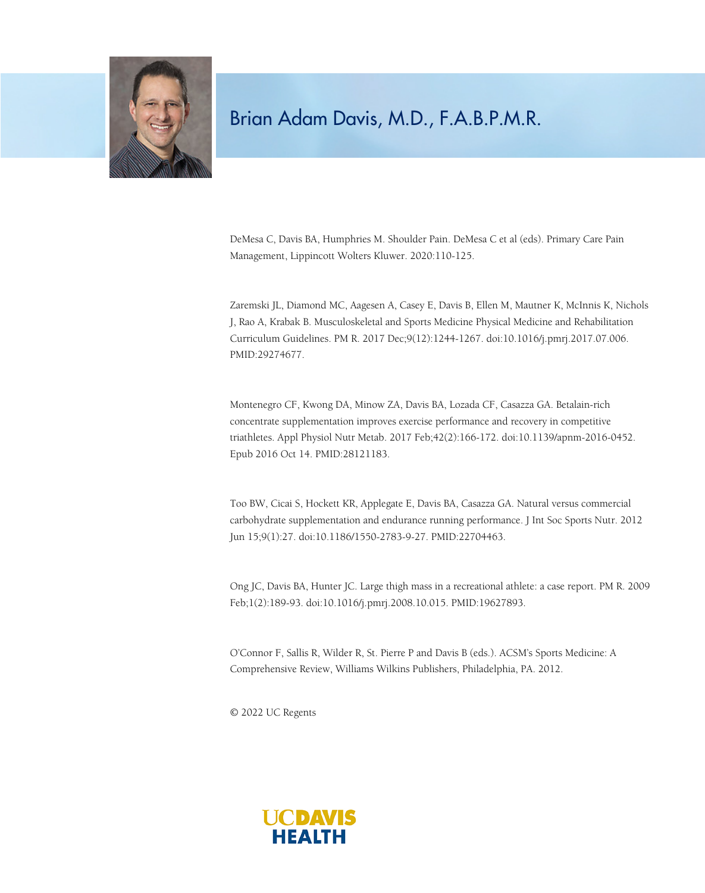# Brian Adam Davis, M.D., F.A.B.P.M.R.

DeMesa C, Davis BA, Humphries M. Shoulder Pain. DeMesa C et al (eds). Primary Care Pain Management, Lippincott Wolters Kluwer. 2020:110-125.

Zaremski JL, Diamond MC, Aagesen A, Casey E, Davis B, Ellen M, Mautner K, McInnis K, Nichols J, Rao A, Krabak B. Musculoskeletal and Sports Medicine Physical Medicine and Rehabilitation Curriculum Guidelines. PM R. 2017 Dec;9(12):1244-1267. doi:10.1016/j.pmrj.2017.07.006. PMID:29274677.

Montenegro CF, Kwong DA, Minow ZA, Davis BA, Lozada CF, Casazza GA. Betalain-rich concentrate supplementation improves exercise performance and recovery in competitive triathletes. Appl Physiol Nutr Metab. 2017 Feb;42(2):166-172. doi:10.1139/apnm-2016-0452. Epub 2016 Oct 14. PMID:28121183.

Too BW, Cicai S, Hockett KR, Applegate E, Davis BA, Casazza GA. Natural versus commercial carbohydrate supplementation and endurance running performance. J Int Soc Sports Nutr. 2012 Jun 15;9(1):27. doi:10.1186/1550-2783-9-27. PMID:22704463.

Ong JC, Davis BA, Hunter JC. Large thigh mass in a recreational athlete: a case report. PM R. 2009 Feb;1(2):189-93. doi:10.1016/j.pmrj.2008.10.015. PMID:19627893.

O'Connor F, Sallis R, Wilder R, St. Pierre P and Davis B (eds.). ACSM's Sports Medicine: A Comprehensive Review, Williams Wilkins Publishers, Philadelphia, PA. 2012.

© 2022 UC Regents

UC DAVIS HEALTH